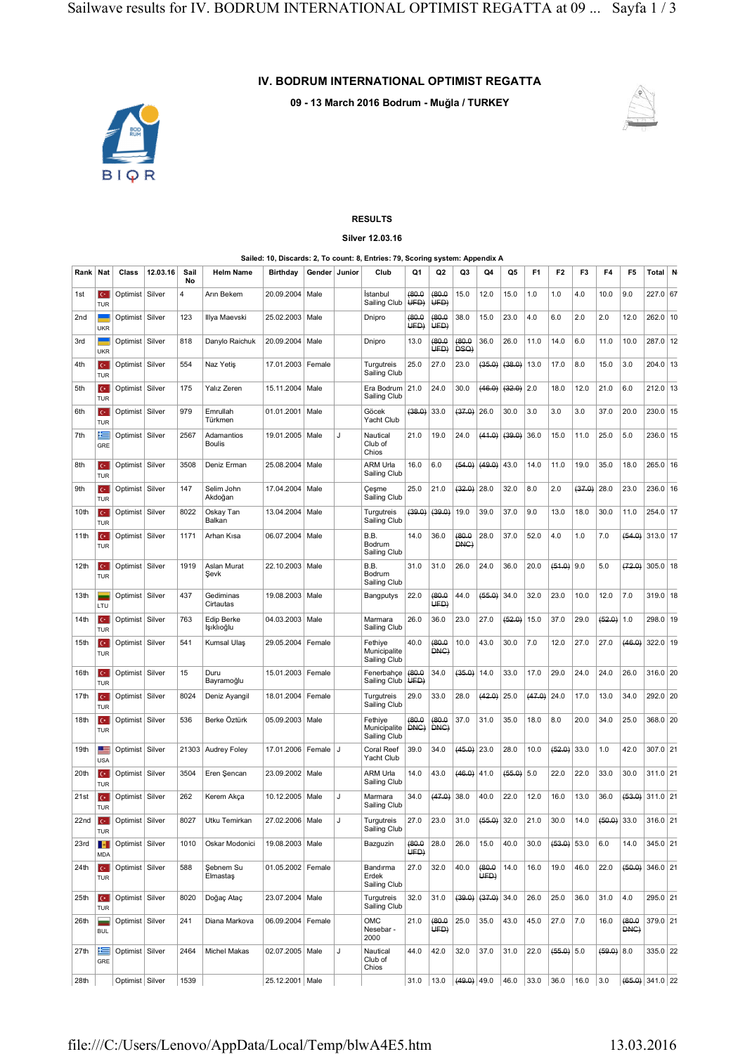# IV. BODRUM INTERNATIONAL OPTIMIST REGATTA

## 09 - 13 March 2016 Bodrum - Muğla / TURKEY

### RESULTS

### Silver 12.03.16

Sailed: 10, Discards: 2, To count: 8, Entries: 79, Scoring system: Appendix A

| Rank | Nat | Class | 12.03.16 | Sail No | Helm Name | Birthday | Gender | Junior | Club | Q1 | Q2 | Q3 | Q4 | Q5 | F1 | F2 | F3 | F4 | F5 | Total | N |
|---|---|---|---|---|---|---|---|---|---|---|---|---|---|---|---|---|---|---|---|---|---|
| 1st | TUR | Optimist | Silver | 4 | Arın Bekem | 20.09.2004 | Male | | İstanbul Sailing Club | ~~(80.0 UFD)~~ | ~~(80.0 UFD)~~ | 15.0 | 12.0 | 15.0 | 1.0 | 1.0 | 4.0 | 10.0 | 9.0 | 227.0 | 67 |
| 2nd | UKR | Optimist | Silver | 123 | Illya Maevski | 25.02.2003 | Male | | Dnipro | ~~(80.0 UFD)~~ | ~~(80.0 UFD)~~ | 38.0 | 15.0 | 23.0 | 4.0 | 6.0 | 2.0 | 2.0 | 12.0 | 262.0 | 10 |
| 3rd | UKR | Optimist | Silver | 818 | Danylo Raichuk | 20.09.2004 | Male | | Dnipro | 13.0 | ~~(80.0 UFD)~~ | ~~(80.0 DSQ)~~ | 36.0 | 26.0 | 11.0 | 14.0 | 6.0 | 11.0 | 10.0 | 287.0 | 12 |
| 4th | TUR | Optimist | Silver | 554 | Naz Yetiş | 17.01.2003 | Female | | Turgutreis Sailing Club | 25.0 | 27.0 | 23.0 | ~~(35.0)~~ | ~~(38.0)~~ | 13.0 | 17.0 | 8.0 | 15.0 | 3.0 | 204.0 | 13 |
| 5th | TUR | Optimist | Silver | 175 | Yalız Zeren | 15.11.2004 | Male | | Era Bodrum Sailing Club | 21.0 | 24.0 | 30.0 | ~~(46.0)~~ | ~~(32.0)~~ | 2.0 | 18.0 | 12.0 | 21.0 | 6.0 | 212.0 | 13 |
| 6th | TUR | Optimist | Silver | 979 | Emrullah Türkmen | 01.01.2001 | Male | | Göcek Yacht Club | ~~(38.0)~~ | 33.0 | ~~(37.0)~~ | 26.0 | 30.0 | 3.0 | 3.0 | 3.0 | 37.0 | 20.0 | 230.0 | 15 |
| 7th | GRE | Optimist | Silver | 2567 | Adamantios Boulis | 19.01.2005 | Male | J | Nautical Club of Chios | 21.0 | 19.0 | 24.0 | ~~(41.0)~~ | ~~(39.0)~~ | 36.0 | 15.0 | 11.0 | 25.0 | 5.0 | 236.0 | 15 |
| 8th | TUR | Optimist | Silver | 3508 | Deniz Erman | 25.08.2004 | Male | | ARM Urla Sailing Club | 16.0 | 6.0 | ~~(54.0)~~ | ~~(49.0)~~ | 43.0 | 14.0 | 11.0 | 19.0 | 35.0 | 18.0 | 265.0 | 16 |
| 9th | TUR | Optimist | Silver | 147 | Selim John Akdoğan | 17.04.2004 | Male | | Çeşme Sailing Club | 25.0 | 21.0 | ~~(32.0)~~ | 28.0 | 32.0 | 8.0 | 2.0 | ~~(37.0)~~ | 28.0 | 23.0 | 236.0 | 16 |
| 10th | TUR | Optimist | Silver | 8022 | Oskay Tan Balkan | 13.04.2004 | Male | | Turgutreis Sailing Club | ~~(39.0)~~ | ~~(39.0)~~ | 19.0 | 39.0 | 37.0 | 9.0 | 13.0 | 18.0 | 30.0 | 11.0 | 254.0 | 17 |
| 11th | TUR | Optimist | Silver | 1171 | Arhan Kısa | 06.07.2004 | Male | | B.B. Bodrum Sailing Club | 14.0 | 36.0 | ~~(80.0 DNC)~~ | 28.0 | 37.0 | 52.0 | 4.0 | 1.0 | 7.0 | ~~(54.0)~~ | 313.0 | 17 |
| 12th | TUR | Optimist | Silver | 1919 | Aslan Murat Şevk | 22.10.2003 | Male | | B.B. Bodrum Sailing Club | 31.0 | 31.0 | 26.0 | 24.0 | 36.0 | 20.0 | ~~(51.0)~~ | 9.0 | 5.0 | ~~(72.0)~~ | 305.0 | 18 |
| 13th | LTU | Optimist | Silver | 437 | Gediminas Cirtautas | 19.08.2003 | Male | | Bangputys | 22.0 | ~~(80.0 UFD)~~ | 44.0 | ~~(55.0)~~ | 34.0 | 32.0 | 23.0 | 10.0 | 12.0 | 7.0 | 319.0 | 18 |
| 14th | TUR | Optimist | Silver | 763 | Edip Berke Işıklıoğlu | 04.03.2003 | Male | | Marmara Sailing Club | 26.0 | 36.0 | 23.0 | 27.0 | ~~(52.0)~~ | 15.0 | 37.0 | 29.0 | ~~(52.0)~~ | 1.0 | 298.0 | 19 |
| 15th | TUR | Optimist | Silver | 541 | Kumsal Ulaş | 29.05.2004 | Female | | Fethiye Municipalite Sailing Club | 40.0 | ~~(80.0 DNC)~~ | 10.0 | 43.0 | 30.0 | 7.0 | 12.0 | 27.0 | 27.0 | ~~(46.0)~~ | 322.0 | 19 |
| 16th | TUR | Optimist | Silver | 15 | Duru Bayramoğlu | 15.01.2003 | Female | | Fenerbahçe Sailing Club | ~~(80.0 UFD)~~ | 34.0 | ~~(35.0)~~ | 14.0 | 33.0 | 17.0 | 29.0 | 24.0 | 24.0 | 26.0 | 316.0 | 20 |
| 17th | TUR | Optimist | Silver | 8024 | Deniz Ayangil | 18.01.2004 | Female | | Turgutreis Sailing Club | 29.0 | 33.0 | 28.0 | ~~(42.0)~~ | 25.0 | ~~(47.0)~~ | 24.0 | 17.0 | 13.0 | 34.0 | 292.0 | 20 |
| 18th | TUR | Optimist | Silver | 536 | Berke Öztürk | 05.09.2003 | Male | | Fethiye Municipalite Sailing Club | ~~(80.0 DNC)~~ | ~~(80.0 DNC)~~ | 37.0 | 31.0 | 35.0 | 18.0 | 8.0 | 20.0 | 34.0 | 25.0 | 368.0 | 20 |
| 19th | USA | Optimist | Silver | 21303 | Audrey Foley | 17.01.2006 | Female | J | Coral Reef Yacht Club | 39.0 | 34.0 | ~~(45.0)~~ | 23.0 | 28.0 | 10.0 | ~~(52.0)~~ | 33.0 | 1.0 | 42.0 | 307.0 | 21 |
| 20th | TUR | Optimist | Silver | 3504 | Eren Şencan | 23.09.2002 | Male | | ARM Urla Sailing Club | 14.0 | 43.0 | ~~(46.0)~~ | 41.0 | ~~(55.0)~~ | 5.0 | 22.0 | 22.0 | 33.0 | 30.0 | 311.0 | 21 |
| 21st | TUR | Optimist | Silver | 262 | Kerem Akça | 10.12.2005 | Male | J | Marmara Sailing Club | 34.0 | ~~(47.0)~~ | 38.0 | 40.0 | 22.0 | 12.0 | 16.0 | 13.0 | 36.0 | ~~(53.0)~~ | 311.0 | 21 |
| 22nd | TUR | Optimist | Silver | 8027 | Utku Temirkan | 27.02.2006 | Male | J | Turgutreis Sailing Club | 27.0 | 23.0 | 31.0 | ~~(55.0)~~ | 32.0 | 21.0 | 30.0 | 14.0 | ~~(50.0)~~ | 33.0 | 316.0 | 21 |
| 23rd | MDA | Optimist | Silver | 1010 | Oskar Modonici | 19.08.2003 | Male | | Bazguzin | ~~(80.0 UFD)~~ | 28.0 | 26.0 | 15.0 | 40.0 | 30.0 | ~~(53.0)~~ | 53.0 | 6.0 | 14.0 | 345.0 | 21 |
| 24th | TUR | Optimist | Silver | 588 | Şebnem Su Elmastaş | 01.05.2002 | Female | | Bandırma Erdek Sailing Club | 27.0 | 32.0 | 40.0 | ~~(80.0 UFD)~~ | 14.0 | 16.0 | 19.0 | 46.0 | 22.0 | ~~(50.0)~~ | 346.0 | 21 |
| 25th | TUR | Optimist | Silver | 8020 | Doğaç Ataç | 23.07.2004 | Male | | Turgutreis Sailing Club | 32.0 | 31.0 | ~~(39.0)~~ | ~~(37.0)~~ | 34.0 | 26.0 | 25.0 | 36.0 | 31.0 | 4.0 | 295.0 | 21 |
| 26th | BUL | Optimist | Silver | 241 | Diana Markova | 06.09.2004 | Female | | OMC Nesebar - 2000 | 21.0 | ~~(80.0 UFD)~~ | 25.0 | 35.0 | 43.0 | 45.0 | 27.0 | 7.0 | 16.0 | ~~(80.0 DNC)~~ | 379.0 | 21 |
| 27th | GRE | Optimist | Silver | 2464 | Michel Makas | 02.07.2005 | Male | J | Nautical Club of Chios | 44.0 | 42.0 | 32.0 | 37.0 | 31.0 | 22.0 | ~~(55.0)~~ | 5.0 | ~~(59.0)~~ | 8.0 | 335.0 | 22 |
| 28th | | Optimist | Silver | 1539 | | 25.12.2001 | Male | | | 31.0 | 13.0 | ~~(49.0)~~ | 49.0 | 46.0 | 33.0 | 36.0 | 16.0 | 3.0 | ~~(65.0)~~ | 341.0 | 22 |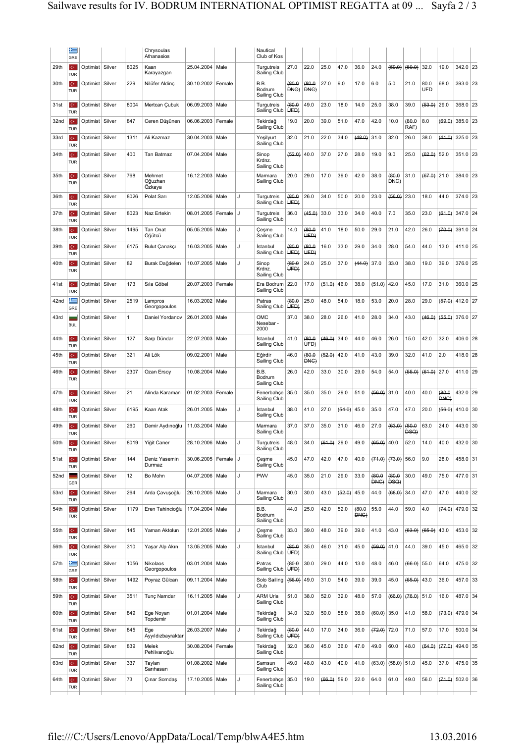| | | | | | | | | | | | | | | | | | | | | | | |
|---|---|---|---|---|---|---|---|---|---|---|---|---|---|---|---|---|---|---|---|---|---|---|
| | GRE | | | | Chrysoulas Athanasios | | | | Nautical Club of Kos | | | | | | | | | | | | | |
| 29th | TUR | Optimist | Silver | 8025 | Kaan Karayazgan | 25.04.2004 | Male | | Turgutreis Sailing Club | 27.0 | 22.0 | 25.0 | 47.0 | 36.0 | 24.0 | ~~(50.0)~~ | ~~(60.0)~~ | 32.0 | 19.0 | 342.0 | 23 |
| 30th | TUR | Optimist | Silver | 229 | Nilüfer Aldinç | 30.10.2002 | Female | | B.B. Bodrum Sailing Club | ~~(80.0 DNC)~~ | ~~(80.0 DNC)~~ | 27.0 | 9.0 | 17.0 | 6.0 | 5.0 | 21.0 | 80.0 UFD | 68.0 | 393.0 | 23 |
| 31st | TUR | Optimist | Silver | 8004 | Mertcan Çubuk | 06.09.2003 | Male | | Turgutreis Sailing Club | ~~(80.0 UFD)~~ | 49.0 | 23.0 | 18.0 | 14.0 | 25.0 | 38.0 | 39.0 | ~~(53.0)~~ | 29.0 | 368.0 | 23 |
| 32nd | TUR | Optimist | Silver | 847 | Ceren Düşünen | 06.06.2003 | Female | | Tekirdağ Sailing Club | 19.0 | 20.0 | 39.0 | 51.0 | 47.0 | 42.0 | 10.0 | ~~(80.0 RAF)~~ | 8.0 | ~~(69.0)~~ | 385.0 | 23 |
| 33rd | TUR | Optimist | Silver | 1311 | Ali Kazmaz | 30.04.2003 | Male | | Yeşilyurt Sailing Club | 32.0 | 21.0 | 22.0 | 34.0 | ~~(48.0)~~ | 31.0 | 32.0 | 26.0 | 38.0 | ~~(41.0)~~ | 325.0 | 23 |
| 34th | TUR | Optimist | Silver | 400 | Tan Batmaz | 07.04.2004 | Male | | Sinop Krdnz. Sailing Club | ~~(52.0)~~ | 40.0 | 37.0 | 27.0 | 28.0 | 19.0 | 9.0 | 25.0 | ~~(62.0)~~ | 52.0 | 351.0 | 23 |
| 35th | TUR | Optimist | Silver | 768 | Mehmet Oğuzhan Özkaya | 16.12.2003 | Male | | Marmara Sailing Club | 20.0 | 29.0 | 17.0 | 39.0 | 42.0 | 38.0 | ~~(80.0 DNC)~~ | 31.0 | ~~(67.0)~~ | 21.0 | 384.0 | 23 |
| 36th | TUR | Optimist | Silver | 8026 | Polat Sarı | 12.05.2006 | Male | J | Turgutreis Sailing Club | ~~(80.0 UFD)~~ | 26.0 | 34.0 | 50.0 | 20.0 | 23.0 | ~~(56.0)~~ | 23.0 | 18.0 | 44.0 | 374.0 | 23 |
| 37th | TUR | Optimist | Silver | 8023 | Naz Ertekin | 08.01.2005 | Female | J | Turgutreis Sailing Club | 36.0 | ~~(45.0)~~ | 33.0 | 33.0 | 34.0 | 40.0 | 7.0 | 35.0 | 23.0 | ~~(61.0)~~ | 347.0 | 24 |
| 38th | TUR | Optimist | Silver | 1495 | Tan Onat Öğütcü | 05.05.2005 | Male | J | Çeşme Sailing Club | 14.0 | ~~(80.0 UFD)~~ | 41.0 | 18.0 | 50.0 | 29.0 | 21.0 | 42.0 | 26.0 | ~~(70.0)~~ | 391.0 | 24 |
| 39th | TUR | Optimist | Silver | 6175 | Bulut Çanakçı | 16.03.2005 | Male | J | İstanbul Sailing Club | ~~(80.0 UFD)~~ | ~~(80.0 UFD)~~ | 16.0 | 33.0 | 29.0 | 34.0 | 28.0 | 54.0 | 44.0 | 13.0 | 411.0 | 25 |
| 40th | TUR | Optimist | Silver | 82 | Burak Dağdelen | 10.07.2005 | Male | J | Sinop Krdnz. Sailing Club | ~~(80.0 UFD)~~ | 24.0 | 25.0 | 37.0 | ~~(44.0)~~ | 37.0 | 33.0 | 38.0 | 19.0 | 39.0 | 376.0 | 25 |
| 41st | TUR | Optimist | Silver | 173 | Sıla Göbel | 20.07.2003 | Female | | Era Bodrum Sailing Club | 22.0 | 17.0 | ~~(51.0)~~ | 46.0 | 38.0 | ~~(51.0)~~ | 42.0 | 45.0 | 17.0 | 31.0 | 360.0 | 25 |
| 42nd | GRE | Optimist | Silver | 2519 | Lampros Georgopoulos | 16.03.2002 | Male | | Patras Sailing Club | ~~(80.0 UFD)~~ | 25.0 | 48.0 | 54.0 | 18.0 | 53.0 | 20.0 | 28.0 | 29.0 | ~~(57.0)~~ | 412.0 | 27 |
| 43rd | BUL | Optimist | Silver | 1 | Daniel Yordanov | 26.01.2003 | Male | | OMC Nesebar - 2000 | 37.0 | 38.0 | 28.0 | 26.0 | 41.0 | 28.0 | 34.0 | 43.0 | ~~(46.0)~~ | ~~(55.0)~~ | 376.0 | 27 |
| 44th | TUR | Optimist | Silver | 127 | Sarp Dündar | 22.07.2003 | Male | | İstanbul Sailing Club | 41.0 | ~~(80.0 UFD)~~ | ~~(46.0)~~ | 34.0 | 44.0 | 46.0 | 26.0 | 15.0 | 42.0 | 32.0 | 406.0 | 28 |
| 45th | TUR | Optimist | Silver | 321 | Ali Lök | 09.02.2001 | Male | | Eğirdir Sailing Club | 46.0 | ~~(80.0 DNC)~~ | ~~(52.0)~~ | 42.0 | 41.0 | 43.0 | 39.0 | 32.0 | 41.0 | 2.0 | 418.0 | 28 |
| 46th | TUR | Optimist | Silver | 2307 | Ozan Ersoy | 10.08.2004 | Male | | B.B. Bodrum Sailing Club | 26.0 | 42.0 | 33.0 | 30.0 | 29.0 | 54.0 | 54.0 | ~~(55.0)~~ | ~~(61.0)~~ | 27.0 | 411.0 | 29 |
| 47th | TUR | Optimist | Silver | 21 | Alinda Karaman | 01.02.2003 | Female | | Fenerbahçe Sailing Club | 35.0 | 35.0 | 35.0 | 29.0 | 51.0 | ~~(56.0)~~ | 31.0 | 40.0 | 40.0 | ~~(80.0 DNC)~~ | 432.0 | 29 |
| 48th | TUR | Optimist | Silver | 6195 | Kaan Atak | 26.01.2005 | Male | J | İstanbul Sailing Club | 38.0 | 41.0 | 27.0 | ~~(54.0)~~ | 45.0 | 35.0 | 47.0 | 47.0 | 20.0 | ~~(56.0)~~ | 410.0 | 30 |
| 49th | TUR | Optimist | Silver | 260 | Demir Aydınoğlu | 11.03.2004 | Male | | Marmara Sailing Club | 37.0 | 37.0 | 35.0 | 31.0 | 46.0 | 27.0 | ~~(63.0)~~ | ~~(80.0 DSQ)~~ | 63.0 | 24.0 | 443.0 | 30 |
| 50th | TUR | Optimist | Silver | 8019 | Yiğit Caner | 28.10.2006 | Male | J | Turgutreis Sailing Club | 48.0 | 34.0 | ~~(61.0)~~ | 29.0 | 49.0 | ~~(65.0)~~ | 40.0 | 52.0 | 14.0 | 40.0 | 432.0 | 30 |
| 51st | TUR | Optimist | Silver | 144 | Deniz Yasemin Durmaz | 30.06.2005 | Female | J | Çeşme Sailing Club | 45.0 | 47.0 | 42.0 | 47.0 | 40.0 | ~~(71.0)~~ | ~~(73.0)~~ | 56.0 | 9.0 | 28.0 | 458.0 | 31 |
| 52nd | GER | Optimist | Silver | 12 | Bo Mohn | 04.07.2006 | Male | J | PWV | 45.0 | 35.0 | 21.0 | 29.0 | 33.0 | ~~(80.0 DNC)~~ | ~~(80.0 DSQ)~~ | 30.0 | 49.0 | 75.0 | 477.0 | 31 |
| 53rd | TUR | Optimist | Silver | 264 | Arda Çavuşoğlu | 26.10.2005 | Male | J | Marmara Sailing Club | 30.0 | 30.0 | 43.0 | ~~(52.0)~~ | 45.0 | 44.0 | ~~(68.0)~~ | 34.0 | 47.0 | 47.0 | 440.0 | 32 |
| 54th | TUR | Optimist | Silver | 1179 | Eren Tahincioğlu | 17.04.2004 | Male | | B.B. Bodrum Sailing Club | 44.0 | 25.0 | 42.0 | 52.0 | ~~(80.0 DNC)~~ | 55.0 | 44.0 | 59.0 | 4.0 | ~~(74.0)~~ | 479.0 | 32 |
| 55th | TUR | Optimist | Silver | 145 | Yaman Aktolun | 12.01.2005 | Male | J | Çeşme Sailing Club | 33.0 | 39.0 | 48.0 | 39.0 | 39.0 | 41.0 | 43.0 | ~~(63.0)~~ | ~~(65.0)~~ | 43.0 | 453.0 | 32 |
| 56th | TUR | Optimist | Silver | 310 | Yaşar Alp Akın | 13.05.2005 | Male | J | İstanbul Sailing Club | ~~(80.0 UFD)~~ | 35.0 | 46.0 | 31.0 | 45.0 | ~~(59.0)~~ | 41.0 | 44.0 | 39.0 | 45.0 | 465.0 | 32 |
| 57th | GRE | Optimist | Silver | 1056 | Nikolaos Georgopoulos | 03.01.2004 | Male | | Patras Sailing Club | ~~(80.0 UFD)~~ | 30.0 | 29.0 | 44.0 | 13.0 | 48.0 | 46.0 | ~~(66.0)~~ | 55.0 | 64.0 | 475.0 | 32 |
| 58th | TUR | Optimist | Silver | 1492 | Poyraz Gülcan | 09.11.2004 | Male | | Solo Sailing Club | ~~(56.0)~~ | 49.0 | 31.0 | 54.0 | 39.0 | 39.0 | 45.0 | ~~(65.0)~~ | 43.0 | 36.0 | 457.0 | 33 |
| 59th | TUR | Optimist | Silver | 3511 | Tunç Namdar | 16.11.2005 | Male | J | ARM Urla Sailing Club | 51.0 | 38.0 | 52.0 | 32.0 | 48.0 | 57.0 | ~~(66.0)~~ | ~~(76.0)~~ | 51.0 | 16.0 | 487.0 | 34 |
| 60th | TUR | Optimist | Silver | 849 | Ege Noyan Topdemir | 01.01.2004 | Male | | Tekirdağ Sailing Club | 34.0 | 32.0 | 50.0 | 58.0 | 38.0 | ~~(60.0)~~ | 35.0 | 41.0 | 58.0 | ~~(73.0)~~ | 479.0 | 34 |
| 61st | TUR | Optimist | Silver | 845 | Ege Ayyıldızbayraktar | 26.03.2007 | Male | J | Tekirdağ Sailing Club | ~~(80.0 UFD)~~ | 44.0 | 17.0 | 34.0 | 36.0 | ~~(72.0)~~ | 72.0 | 71.0 | 57.0 | 17.0 | 500.0 | 34 |
| 62nd | TUR | Optimist | Silver | 839 | Melek Pehlivanoğlu | 30.08.2004 | Female | | Tekirdağ Sailing Club | 32.0 | 36.0 | 45.0 | 36.0 | 47.0 | 49.0 | 60.0 | 48.0 | ~~(64.0)~~ | ~~(77.0)~~ | 494.0 | 35 |
| 63rd | TUR | Optimist | Silver | 337 | Taylan Sarıhasan | 01.08.2002 | Male | | Samsun Sailing Club | 49.0 | 48.0 | 43.0 | 40.0 | 41.0 | ~~(63.0)~~ | ~~(58.0)~~ | 51.0 | 45.0 | 37.0 | 475.0 | 35 |
| 64th | TUR | Optimist | Silver | 73 | Çınar Somdaş | 17.10.2005 | Male | J | Fenerbahçe Sailing Club | 35.0 | 19.0 | ~~(66.0)~~ | 59.0 | 22.0 | 64.0 | 61.0 | 49.0 | 56.0 | ~~(71.0)~~ | 502.0 | 36 |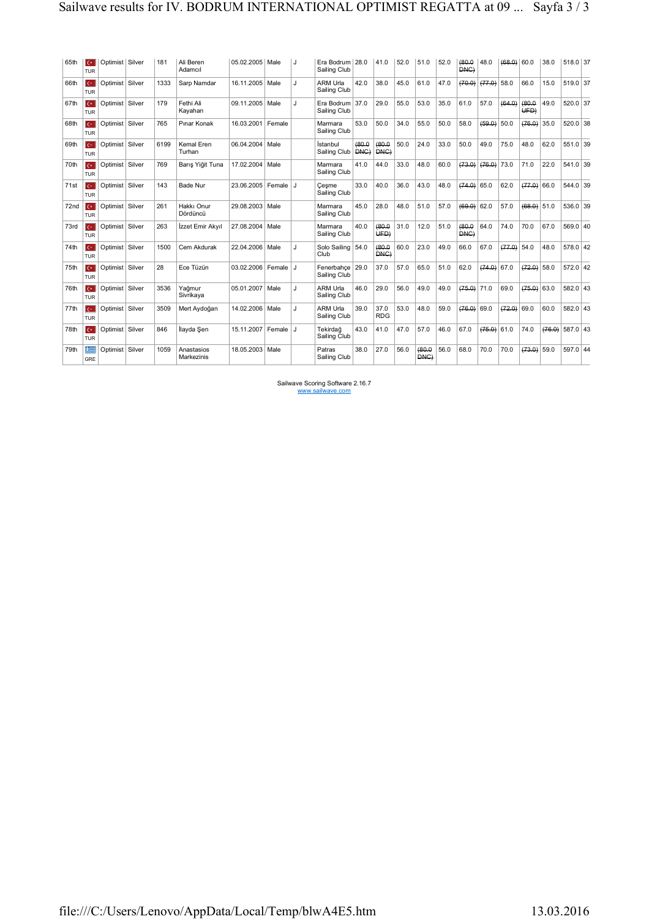| | | | | | | | | | | | | | | | | | | | | | | | |
|---|---|---|---|---|---|---|---|---|---|---|---|---|---|---|---|---|---|---|---|---|---|---|---|
| 65th | TUR | Optimist | Silver | 181 | Ali Beren Adamcıl | 05.02.2005 | Male | J | Era Bodrum Sailing Club | 28.0 | 41.0 | 52.0 | 51.0 | 52.0 | (80.0 DNC) | 48.0 | (68.0) | 60.0 | 38.0 | 518.0 | 37 |
| 66th | TUR | Optimist | Silver | 1333 | Sarp Namdar | 16.11.2005 | Male | J | ARM Urla Sailing Club | 42.0 | 38.0 | 45.0 | 61.0 | 47.0 | (70.0) | (77.0) | 58.0 | 66.0 | 15.0 | 519.0 | 37 |
| 67th | TUR | Optimist | Silver | 179 | Fethi Ali Kayahan | 09.11.2005 | Male | J | Era Bodrum Sailing Club | 37.0 | 29.0 | 55.0 | 53.0 | 35.0 | 61.0 | 57.0 | (64.0) | (80.0 UFD) | 49.0 | 520.0 | 37 |
| 68th | TUR | Optimist | Silver | 765 | Pınar Konak | 16.03.2001 | Female | | Marmara Sailing Club | 53.0 | 50.0 | 34.0 | 55.0 | 50.0 | 58.0 | (59.0) | 50.0 | (76.0) | 35.0 | 520.0 | 38 |
| 69th | TUR | Optimist | Silver | 6199 | Kemal Eren Turhan | 06.04.2004 | Male | | İstanbul Sailing Club | (80.0 DNC) | (80.0 DNC) | 50.0 | 24.0 | 33.0 | 50.0 | 49.0 | 75.0 | 48.0 | 62.0 | 551.0 | 39 |
| 70th | TUR | Optimist | Silver | 769 | Barış Yiğit Tuna | 17.02.2004 | Male | | Marmara Sailing Club | 41.0 | 44.0 | 33.0 | 48.0 | 60.0 | (73.0) | (76.0) | 73.0 | 71.0 | 22.0 | 541.0 | 39 |
| 71st | TUR | Optimist | Silver | 143 | Bade Nur | 23.06.2005 | Female | J | Çeşme Sailing Club | 33.0 | 40.0 | 36.0 | 43.0 | 48.0 | (74.0) | 65.0 | 62.0 | (77.0) | 66.0 | 544.0 | 39 |
| 72nd | TUR | Optimist | Silver | 261 | Hakkı Onur Dördüncü | 29.08.2003 | Male | | Marmara Sailing Club | 45.0 | 28.0 | 48.0 | 51.0 | 57.0 | (69.0) | 62.0 | 57.0 | (68.0) | 51.0 | 536.0 | 39 |
| 73rd | TUR | Optimist | Silver | 263 | İzzet Emir Akyıl | 27.08.2004 | Male | | Marmara Sailing Club | 40.0 | (80.0 UFD) | 31.0 | 12.0 | 51.0 | (80.0 DNC) | 64.0 | 74.0 | 70.0 | 67.0 | 569.0 | 40 |
| 74th | TUR | Optimist | Silver | 1500 | Cem Akdurak | 22.04.2006 | Male | J | Solo Sailing Club | 54.0 | (80.0 DNC) | 60.0 | 23.0 | 49.0 | 66.0 | 67.0 | (77.0) | 54.0 | 48.0 | 578.0 | 42 |
| 75th | TUR | Optimist | Silver | 28 | Ece Tüzün | 03.02.2006 | Female | J | Fenerbahçe Sailing Club | 29.0 | 37.0 | 57.0 | 65.0 | 51.0 | 62.0 | (74.0) | 67.0 | (72.0) | 58.0 | 572.0 | 42 |
| 76th | TUR | Optimist | Silver | 3536 | Yağmur Sivrikaya | 05.01.2007 | Male | J | ARM Urla Sailing Club | 46.0 | 29.0 | 56.0 | 49.0 | 49.0 | (75.0) | 71.0 | 69.0 | (75.0) | 63.0 | 582.0 | 43 |
| 77th | TUR | Optimist | Silver | 3509 | Mert Aydoğan | 14.02.2006 | Male | J | ARM Urla Sailing Club | 39.0 | 37.0 RDG | 53.0 | 48.0 | 59.0 | (76.0) | 69.0 | (72.0) | 69.0 | 60.0 | 582.0 | 43 |
| 78th | TUR | Optimist | Silver | 846 | İlayda Şen | 15.11.2007 | Female | J | Tekirdağ Sailing Club | 43.0 | 41.0 | 47.0 | 57.0 | 46.0 | 67.0 | (75.0) | 61.0 | 74.0 | (76.0) | 587.0 | 43 |
| 79th | GRE | Optimist | Silver | 1059 | Anastasios Markezinis | 18.05.2003 | Male | | Patras Sailing Club | 38.0 | 27.0 | 56.0 | (80.0 DNC) | 56.0 | 68.0 | 70.0 | 70.0 | (73.0) | 59.0 | 597.0 | 44 |

Sailwave Scoring Software 2.16.7
www.sailwave.com